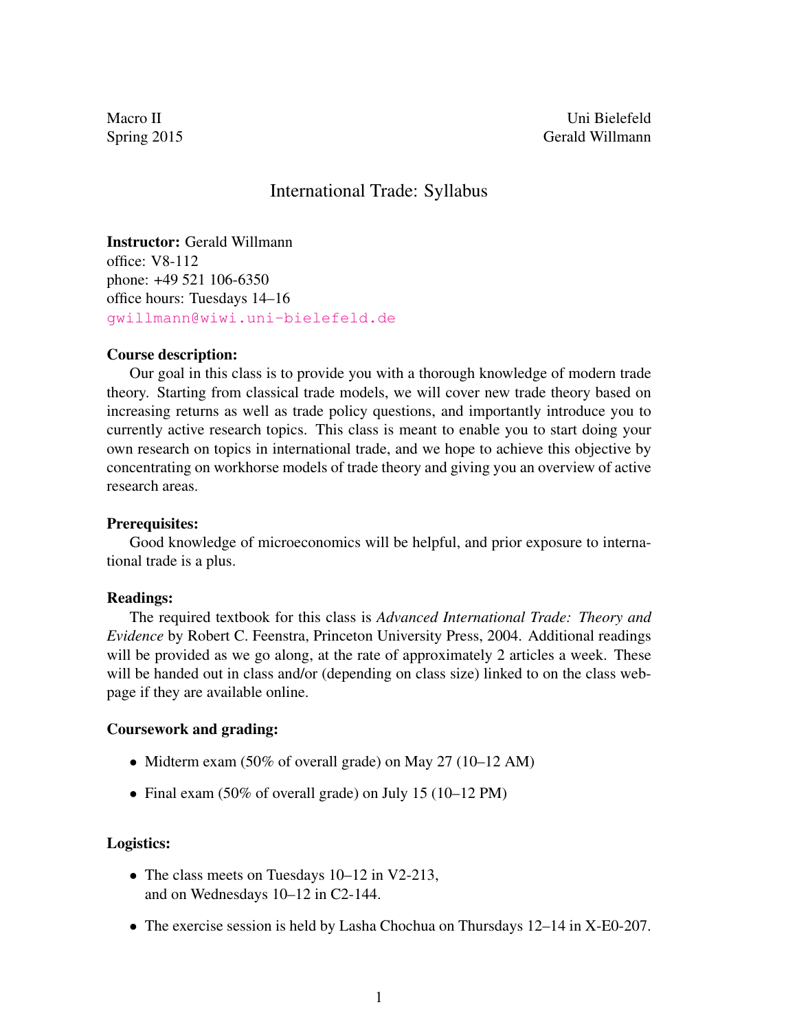Macro II
Spring 2015

Uni Bielefeld
Gerald Willmann

# International Trade: Syllabus

**Instructor:** Gerald Willmann
office: V8-112
phone: +49 521 106-6350
office hours: Tuesdays 14–16
gwillmann@wiwi.uni-bielefeld.de

**Course description:**

Our goal in this class is to provide you with a thorough knowledge of modern trade theory. Starting from classical trade models, we will cover new trade theory based on increasing returns as well as trade policy questions, and importantly introduce you to currently active research topics. This class is meant to enable you to start doing your own research on topics in international trade, and we hope to achieve this objective by concentrating on workhorse models of trade theory and giving you an overview of active research areas.

**Prerequisites:**

Good knowledge of microeconomics will be helpful, and prior exposure to international trade is a plus.

**Readings:**

The required textbook for this class is *Advanced International Trade: Theory and Evidence* by Robert C. Feenstra, Princeton University Press, 2004. Additional readings will be provided as we go along, at the rate of approximately 2 articles a week. These will be handed out in class and/or (depending on class size) linked to on the class webpage if they are available online.

**Coursework and grading:**

- Midterm exam (50% of overall grade) on May 27 (10–12 AM)
- Final exam (50% of overall grade) on July 15 (10–12 PM)

**Logistics:**

- The class meets on Tuesdays 10–12 in V2-213,
  and on Wednesdays 10–12 in C2-144.
- The exercise session is held by Lasha Chochua on Thursdays 12–14 in X-E0-207.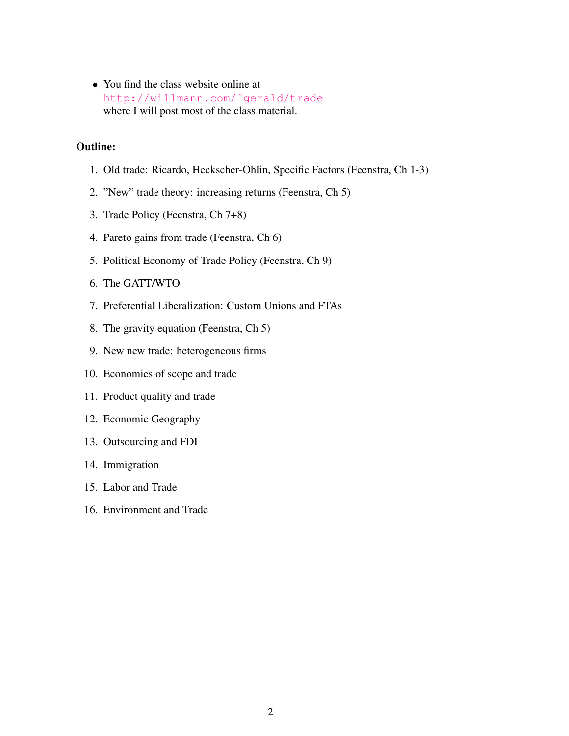- You find the class website online at http://willmann.com/~gerald/trade where I will post most of the class material.

**Outline:**

1. Old trade: Ricardo, Heckscher-Ohlin, Specific Factors (Feenstra, Ch 1-3)
2. "New" trade theory: increasing returns (Feenstra, Ch 5)
3. Trade Policy (Feenstra, Ch 7+8)
4. Pareto gains from trade (Feenstra, Ch 6)
5. Political Economy of Trade Policy (Feenstra, Ch 9)
6. The GATT/WTO
7. Preferential Liberalization: Custom Unions and FTAs
8. The gravity equation (Feenstra, Ch 5)
9. New new trade: heterogeneous firms
10. Economies of scope and trade
11. Product quality and trade
12. Economic Geography
13. Outsourcing and FDI
14. Immigration
15. Labor and Trade
16. Environment and Trade